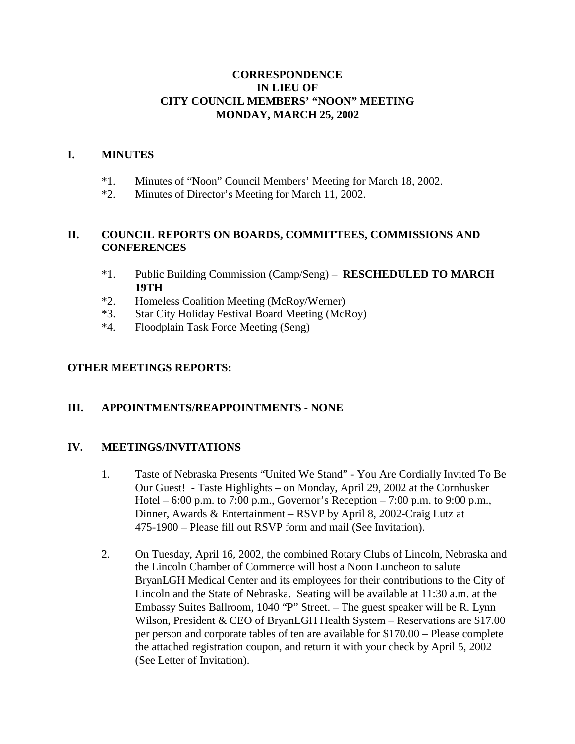# CORRESPONDENCE
# IN LIEU OF
# CITY COUNCIL MEMBERS' "NOON" MEETING
# MONDAY, MARCH 25, 2002

## I. MINUTES

*1. Minutes of "Noon" Council Members' Meeting for March 18, 2002.

*2. Minutes of Director's Meeting for March 11, 2002.

## II. COUNCIL REPORTS ON BOARDS, COMMITTEES, COMMISSIONS AND CONFERENCES

*1. Public Building Commission (Camp/Seng) – **RESCHEDULED TO MARCH 19TH**

*2. Homeless Coalition Meeting (McRoy/Werner)

*3. Star City Holiday Festival Board Meeting (McRoy)

*4. Floodplain Task Force Meeting (Seng)

## OTHER MEETINGS REPORTS:

## III. APPOINTMENTS/REAPPOINTMENTS - NONE

## IV. MEETINGS/INVITATIONS

1. Taste of Nebraska Presents "United We Stand" - You Are Cordially Invited To Be Our Guest! - Taste Highlights – on Monday, April 29, 2002 at the Cornhusker Hotel – 6:00 p.m. to 7:00 p.m., Governor's Reception – 7:00 p.m. to 9:00 p.m., Dinner, Awards & Entertainment – RSVP by April 8, 2002-Craig Lutz at 475-1900 – Please fill out RSVP form and mail (See Invitation).

2. On Tuesday, April 16, 2002, the combined Rotary Clubs of Lincoln, Nebraska and the Lincoln Chamber of Commerce will host a Noon Luncheon to salute BryanLGH Medical Center and its employees for their contributions to the City of Lincoln and the State of Nebraska. Seating will be available at 11:30 a.m. at the Embassy Suites Ballroom, 1040 "P" Street. – The guest speaker will be R. Lynn Wilson, President & CEO of BryanLGH Health System – Reservations are $17.00 per person and corporate tables of ten are available for $170.00 – Please complete the attached registration coupon, and return it with your check by April 5, 2002 (See Letter of Invitation).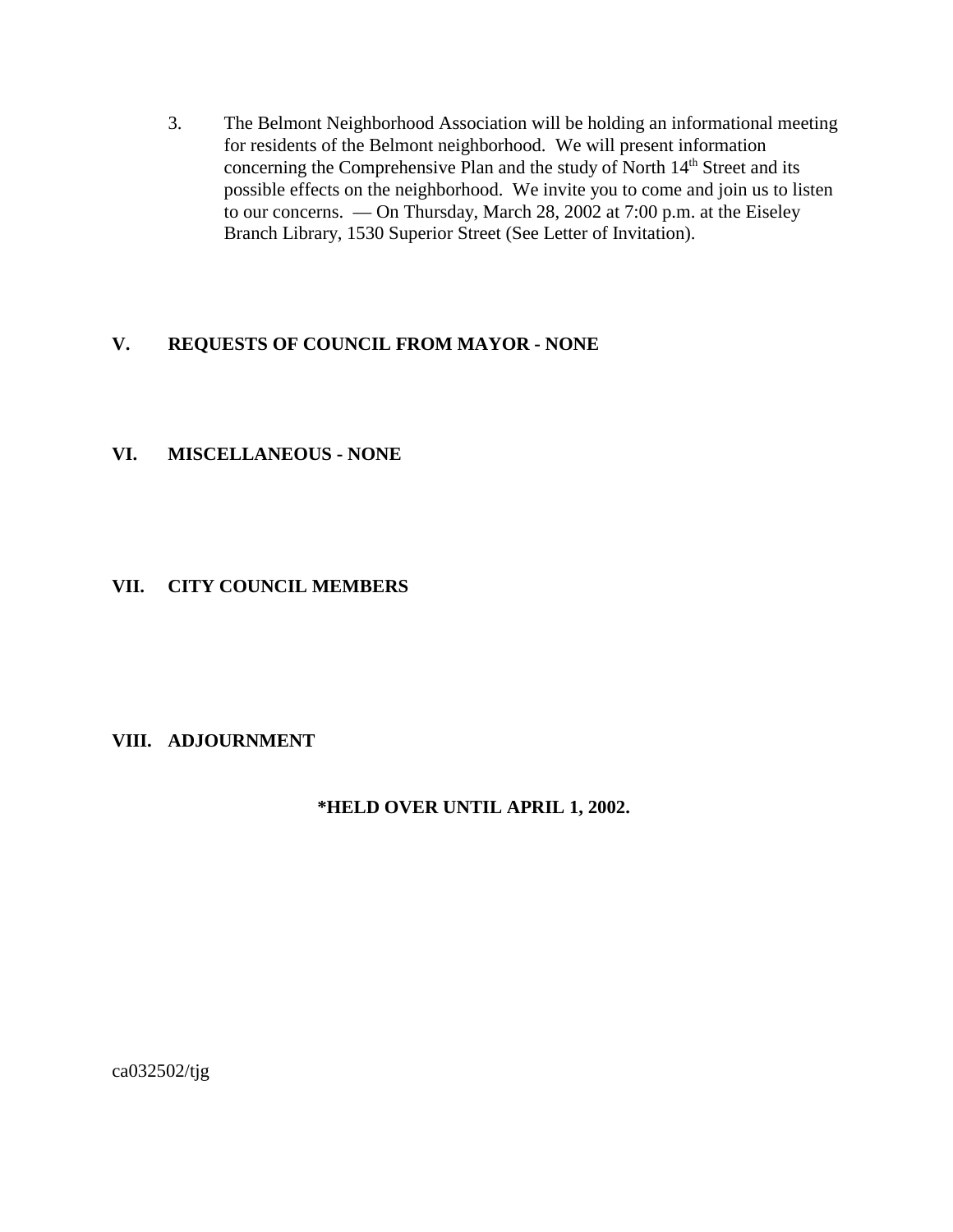3. The Belmont Neighborhood Association will be holding an informational meeting for residents of the Belmont neighborhood. We will present information concerning the Comprehensive Plan and the study of North 14th Street and its possible effects on the neighborhood. We invite you to come and join us to listen to our concerns. — On Thursday, March 28, 2002 at 7:00 p.m. at the Eiseley Branch Library, 1530 Superior Street (See Letter of Invitation).

## V. REQUESTS OF COUNCIL FROM MAYOR - NONE

## VI. MISCELLANEOUS - NONE

## VII. CITY COUNCIL MEMBERS

## VIII. ADJOURNMENT

**\*HELD OVER UNTIL APRIL 1, 2002.**

ca032502/tjg